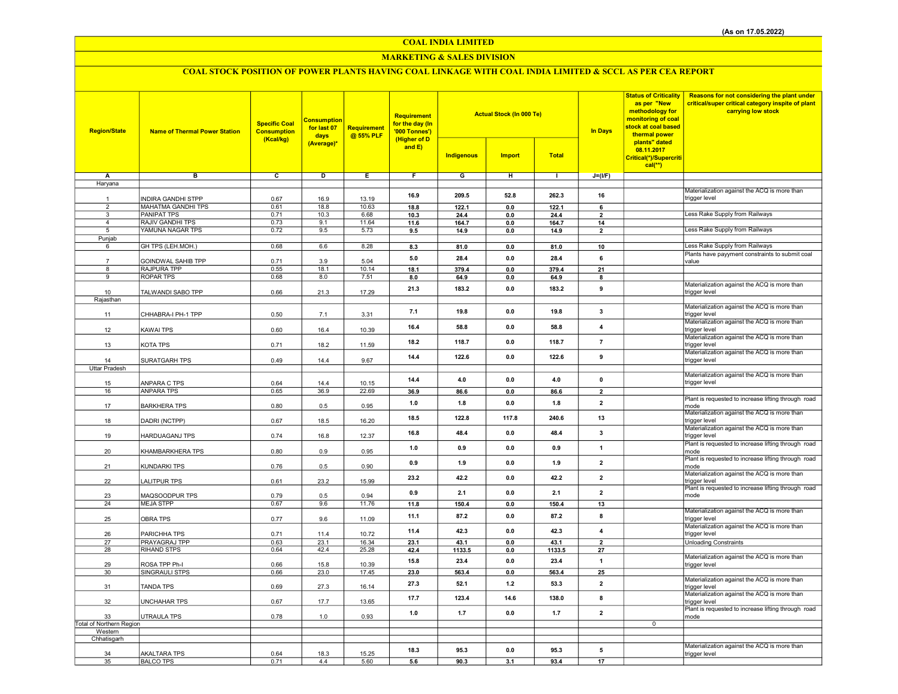(As on 17.05.2022)

# COAL INDIA LIMITED

## MARKETING & SALES DIVISION

### COAL STOCK POSITION OF POWER PLANTS HAVING COAL LINKAGE WITH COAL INDIA LIMITED & SCCL AS PER CEA REPORT

| Region/State | Name of Thermal Power Station | Specific Coal Consumption (Kcal/kg) | Consumption for last 07 days (Average)* | Requirement @ 55% PLF | Requirement for the day (In '000 Tonnes') (Higher of D and E) | Actual Stock (In 000 Te) | | | In Days | Status of Criticality as per "New methodology for monitoring of coal stock at coal based thermal power plants" dated 08.11.2017 Critical(*)/Supercritical(**) | Reasons for not considering the plant under critical/super critical category inspite of plant carrying low stock |
|---|---|---|---|---|---|---|---|---|---|---|---|
| | | | | | | Indigenous | Import | Total | | | |
| A | B | C | D | E | F | G | H | I | J=(I/F) | | |
| Haryana | | | | | | | | | | | |
| 1 | INDIRA GANDHI STPP | 0.67 | 16.9 | 13.19 | 16.9 | 209.5 | 52.8 | 262.3 | 16 | | Materialization against the ACQ is more than trigger level |
| 2 | MAHATMA GANDHI TPS | 0.61 | 18.8 | 10.63 | 18.8 | 122.1 | 0.0 | 122.1 | 6 | | |
| 3 | PANIPAT TPS | 0.71 | 10.3 | 6.68 | 10.3 | 24.4 | 0.0 | 24.4 | 2 | | Less Rake Supply from Railways |
| 4 | RAJIV GANDHI TPS | 0.73 | 9.1 | 11.64 | 11.6 | 164.7 | 0.0 | 164.7 | 14 | | |
| 5 | YAMUNA NAGAR TPS | 0.72 | 9.5 | 5.73 | 9.5 | 14.9 | 0.0 | 14.9 | 2 | | Less Rake Supply from Railways |
| Punjab | | | | | | | | | | | |
| 6 | GH TPS (LEH.MOH.) | 0.68 | 6.6 | 8.28 | 8.3 | 81.0 | 0.0 | 81.0 | 10 | | Less Rake Supply from Railways |
| 7 | GOINDWAL SAHIB TPP | 0.71 | 3.9 | 5.04 | 5.0 | 28.4 | 0.0 | 28.4 | 6 | | Plants have payyment constraints to submit coal value |
| 8 | RAJPURA TPP | 0.55 | 18.1 | 10.14 | 18.1 | 379.4 | 0.0 | 379.4 | 21 | | |
| 9 | ROPAR TPS | 0.68 | 8.0 | 7.51 | 8.0 | 64.9 | 0.0 | 64.9 | 8 | | |
| 10 | TALWANDI SABO TPP | 0.66 | 21.3 | 17.29 | 21.3 | 183.2 | 0.0 | 183.2 | 9 | | Materialization against the ACQ is more than trigger level |
| Rajasthan | | | | | | | | | | | |
| 11 | CHHABRA-I PH-1 TPP | 0.50 | 7.1 | 3.31 | 7.1 | 19.8 | 0.0 | 19.8 | 3 | | Materialization against the ACQ is more than trigger level |
| 12 | KAWAI TPS | 0.60 | 16.4 | 10.39 | 16.4 | 58.8 | 0.0 | 58.8 | 4 | | Materialization against the ACQ is more than trigger level |
| 13 | KOTA TPS | 0.71 | 18.2 | 11.59 | 18.2 | 118.7 | 0.0 | 118.7 | 7 | | Materialization against the ACQ is more than trigger level |
| 14 | SURATGARH TPS | 0.49 | 14.4 | 9.67 | 14.4 | 122.6 | 0.0 | 122.6 | 9 | | Materialization against the ACQ is more than trigger level |
| Uttar Pradesh | | | | | | | | | | | |
| 15 | ANPARA C TPS | 0.64 | 14.4 | 10.15 | 14.4 | 4.0 | 0.0 | 4.0 | 0 | | Materialization against the ACQ is more than trigger level |
| 16 | ANPARA TPS | 0.65 | 36.9 | 22.69 | 36.9 | 86.6 | 0.0 | 86.6 | 2 | | |
| 17 | BARKHERA TPS | 0.80 | 0.5 | 0.95 | 1.0 | 1.8 | 0.0 | 1.8 | 2 | | Plant is requested to increase lifting through road mode |
| 18 | DADRI (NCTPP) | 0.67 | 18.5 | 16.20 | 18.5 | 122.8 | 117.8 | 240.6 | 13 | | Materialization against the ACQ is more than trigger level |
| 19 | HARDUAGANJ TPS | 0.74 | 16.8 | 12.37 | 16.8 | 48.4 | 0.0 | 48.4 | 3 | | Materialization against the ACQ is more than trigger level |
| 20 | KHAMBARKHERA TPS | 0.80 | 0.9 | 0.95 | 1.0 | 0.9 | 0.0 | 0.9 | 1 | | Plant is requested to increase lifting through road mode |
| 21 | KUNDARKI TPS | 0.76 | 0.5 | 0.90 | 0.9 | 1.9 | 0.0 | 1.9 | 2 | | Plant is requested to increase lifting through road mode |
| 22 | LALITPUR TPS | 0.61 | 23.2 | 15.99 | 23.2 | 42.2 | 0.0 | 42.2 | 2 | | Materialization against the ACQ is more than trigger level |
| 23 | MAQSOODPUR TPS | 0.79 | 0.5 | 0.94 | 0.9 | 2.1 | 0.0 | 2.1 | 2 | | Plant is requested to increase lifting through road mode |
| 24 | MEJA STPP | 0.67 | 9.6 | 11.76 | 11.8 | 150.4 | 0.0 | 150.4 | 13 | | |
| 25 | OBRA TPS | 0.77 | 9.6 | 11.09 | 11.1 | 87.2 | 0.0 | 87.2 | 8 | | Materialization against the ACQ is more than trigger level |
| 26 | PARICHHA TPS | 0.71 | 11.4 | 10.72 | 11.4 | 42.3 | 0.0 | 42.3 | 4 | | Materialization against the ACQ is more than trigger level |
| 27 | PRAYAGRAJ TPP | 0.63 | 23.1 | 16.34 | 23.1 | 43.1 | 0.0 | 43.1 | 2 | | Unloading Constraints |
| 28 | RIHAND STPS | 0.64 | 42.4 | 25.28 | 42.4 | 1133.5 | 0.0 | 1133.5 | 27 | | |
| 29 | ROSA TPP Ph-I | 0.66 | 15.8 | 10.39 | 15.8 | 23.4 | 0.0 | 23.4 | 1 | | Materialization against the ACQ is more than trigger level |
| 30 | SINGRAULI STPS | 0.66 | 23.0 | 17.45 | 23.0 | 563.4 | 0.0 | 563.4 | 25 | | |
| 31 | TANDA TPS | 0.69 | 27.3 | 16.14 | 27.3 | 52.1 | 1.2 | 53.3 | 2 | | Materialization against the ACQ is more than trigger level |
| 32 | UNCHAHAR TPS | 0.67 | 17.7 | 13.65 | 17.7 | 123.4 | 14.6 | 138.0 | 8 | | Materialization against the ACQ is more than trigger level |
| 33 | UTRAULA TPS | 0.78 | 1.0 | 0.93 | 1.0 | 1.7 | 0.0 | 1.7 | 2 | | Plant is requested to increase lifting through road mode |
| Total of Northern Region | | | | | | | | | | 0 | |
| Western | | | | | | | | | | | |
| Chhatisgarh | | | | | | | | | | | |
| 34 | AKALTARA TPS | 0.64 | 18.3 | 15.25 | 18.3 | 95.3 | 0.0 | 95.3 | 5 | | Materialization against the ACQ is more than trigger level |
| 35 | BALCO TPS | 0.71 | 4.4 | 5.60 | 5.6 | 90.3 | 3.1 | 93.4 | 17 | | |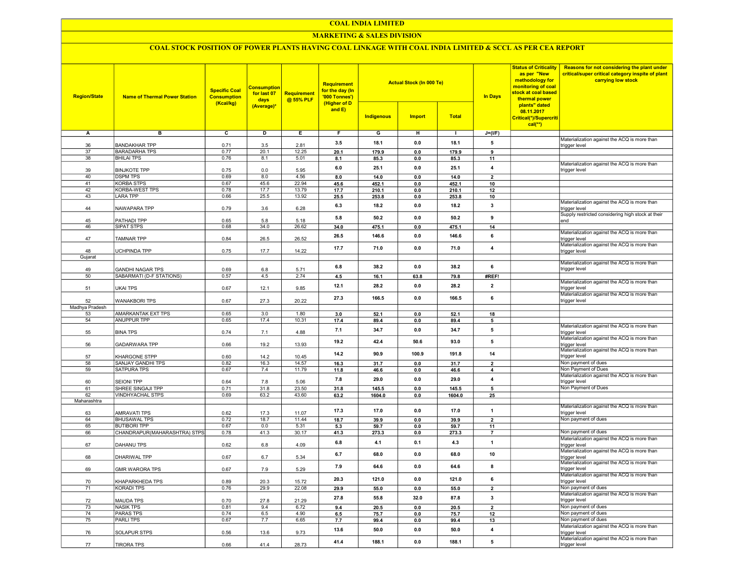# COAL INDIA LIMITED

## MARKETING & SALES DIVISION

### COAL STOCK POSITION OF POWER PLANTS HAVING COAL LINKAGE WITH COAL INDIA LIMITED & SCCL AS PER CEA REPORT

| Region/State | Name of Thermal Power Station | Specific Coal Consumption (Kcal/kg) | Consumption for last 07 days (Average)* | Requirement @ 55% PLF | Requirement for the day (In '000 Tonnes') (Higher of D and E) | Actual Stock (In 000 Te) | | | In Days | Status of Criticality as per "New methodology for monitoring of coal stock at coal based thermal power plants" dated 08.11.2017 Critical(*)/Supercritical(**) | Reasons for not considering the plant under critical/super critical category inspite of plant carrying low stock |
|---|---|---|---|---|---|---|---|---|---|---|---|
| | | | | | | Indigenous | Import | Total | | | |
| A | B | C | D | E | F | G | H | I | J=(I/F) | | |
| 36 | BANDAKHAR TPP | 0.71 | 3.5 | 2.81 | 3.5 | 18.1 | 0.0 | 18.1 | 5 | | Materialization against the ACQ is more than trigger level |
| 37 | BARADARHA TPS | 0.77 | 20.1 | 12.25 | 20.1 | 179.9 | 0.0 | 179.9 | 9 | | |
| 38 | BHILAI TPS | 0.76 | 8.1 | 5.01 | 8.1 | 85.3 | 0.0 | 85.3 | 11 | | |
| 39 | BINJKOTE TPP | 0.75 | 0.0 | 5.95 | 6.0 | 25.1 | 0.0 | 25.1 | 4 | | Materialization against the ACQ is more than trigger level |
| 40 | DSPM TPS | 0.69 | 8.0 | 4.56 | 8.0 | 14.0 | 0.0 | 14.0 | 2 | | |
| 41 | KORBA STPS | 0.67 | 45.6 | 22.94 | 45.6 | 452.1 | 0.0 | 452.1 | 10 | | |
| 42 | KORBA-WEST TPS | 0.78 | 17.7 | 13.79 | 17.7 | 210.1 | 0.0 | 210.1 | 12 | | |
| 43 | LARA TPP | 0.66 | 25.5 | 13.92 | 25.5 | 253.8 | 0.0 | 253.8 | 10 | | |
| 44 | NAWAPARA TPP | 0.79 | 3.6 | 6.28 | 6.3 | 18.2 | 0.0 | 18.2 | 3 | | Materialization against the ACQ is more than trigger level |
| 45 | PATHADI TPP | 0.65 | 5.8 | 5.18 | 5.8 | 50.2 | 0.0 | 50.2 | 9 | | Supply restricted considering high stock at their end |
| 46 | SIPAT STPS | 0.68 | 34.0 | 26.62 | 34.0 | 475.1 | 0.0 | 475.1 | 14 | | |
| 47 | TAMNAR TPP | 0.84 | 26.5 | 26.52 | 26.5 | 146.6 | 0.0 | 146.6 | 6 | | Materialization against the ACQ is more than trigger level |
| 48 | UCHPINDA TPP | 0.75 | 17.7 | 14.22 | 17.7 | 71.0 | 0.0 | 71.0 | 4 | | Materialization against the ACQ is more than trigger level |
| Gujarat | | | | | | | | | | | |
| 49 | GANDHI NAGAR TPS | 0.69 | 6.8 | 5.71 | 6.8 | 38.2 | 0.0 | 38.2 | 6 | | Materialization against the ACQ is more than trigger level |
| 50 | SABARMATI (D-F STATIONS) | 0.57 | 4.5 | 2.74 | 4.5 | 16.1 | 63.8 | 79.8 | #REF! | | |
| 51 | UKAI TPS | 0.67 | 12.1 | 9.85 | 12.1 | 28.2 | 0.0 | 28.2 | 2 | | Materialization against the ACQ is more than trigger level |
| 52 | WANAKBORI TPS | 0.67 | 27.3 | 20.22 | 27.3 | 166.5 | 0.0 | 166.5 | 6 | | Materialization against the ACQ is more than trigger level |
| Madhya Pradesh | | | | | | | | | | | |
| 53 | AMARKANTAK EXT TPS | 0.65 | 3.0 | 1.80 | 3.0 | 52.1 | 0.0 | 52.1 | 18 | | |
| 54 | ANUPPUR TPP | 0.65 | 17.4 | 10.31 | 17.4 | 89.4 | 0.0 | 89.4 | 5 | | |
| 55 | BINA TPS | 0.74 | 7.1 | 4.88 | 7.1 | 34.7 | 0.0 | 34.7 | 5 | | Materialization against the ACQ is more than trigger level |
| 56 | GADARWARA TPP | 0.66 | 19.2 | 13.93 | 19.2 | 42.4 | 50.6 | 93.0 | 5 | | Materialization against the ACQ is more than trigger level |
| 57 | KHARGONE STPP | 0.60 | 14.2 | 10.45 | 14.2 | 90.9 | 100.9 | 191.8 | 14 | | Materialization against the ACQ is more than trigger level |
| 58 | SANJAY GANDHI TPS | 0.82 | 16.3 | 14.57 | 16.3 | 31.7 | 0.0 | 31.7 | 2 | | Non payment of dues |
| 59 | SATPURA TPS | 0.67 | 7.4 | 11.79 | 11.8 | 46.6 | 0.0 | 46.6 | 4 | | Non Payment of Dues |
| 60 | SEIONI TPP | 0.64 | 7.8 | 5.06 | 7.8 | 29.0 | 0.0 | 29.0 | 4 | | Materialization against the ACQ is more than trigger level |
| 61 | SHREE SINGAJI TPP | 0.71 | 31.8 | 23.50 | 31.8 | 145.5 | 0.0 | 145.5 | 5 | | Non Payment of Dues |
| 62 | VINDHYACHAL STPS | 0.69 | 63.2 | 43.60 | 63.2 | 1604.0 | 0.0 | 1604.0 | 25 | | |
| Maharashtra | | | | | | | | | | | |
| 63 | AMRAVATI TPS | 0.62 | 17.3 | 11.07 | 17.3 | 17.0 | 0.0 | 17.0 | 1 | | Materialization against the ACQ is more than trigger level |
| 64 | BHUSAWAL TPS | 0.72 | 18.7 | 11.44 | 18.7 | 39.9 | 0.0 | 39.9 | 2 | | Non payment of dues |
| 65 | BUTIBORI TPP | 0.67 | 0.0 | 5.31 | 5.3 | 59.7 | 0.0 | 59.7 | 11 | | |
| 66 | CHANDRAPUR(MAHARASHTRA) STPS | 0.78 | 41.3 | 30.17 | 41.3 | 273.3 | 0.0 | 273.3 | 7 | | Non payment of dues |
| 67 | DAHANU TPS | 0.62 | 6.8 | 4.09 | 6.8 | 4.1 | 0.1 | 4.3 | 1 | | Materialization against the ACQ is more than trigger level |
| 68 | DHARIWAL TPP | 0.67 | 6.7 | 5.34 | 6.7 | 68.0 | 0.0 | 68.0 | 10 | | Materialization against the ACQ is more than trigger level |
| 69 | GMR WARORA TPS | 0.67 | 7.9 | 5.29 | 7.9 | 64.6 | 0.0 | 64.6 | 8 | | Materialization against the ACQ is more than trigger level |
| 70 | KHAPARKHEDA TPS | 0.89 | 20.3 | 15.72 | 20.3 | 121.0 | 0.0 | 121.0 | 6 | | Materialization against the ACQ is more than trigger level |
| 71 | KORADI TPS | 0.76 | 29.9 | 22.08 | 29.9 | 55.0 | 0.0 | 55.0 | 2 | | Non payment of dues |
| 72 | MAUDA TPS | 0.70 | 27.8 | 21.29 | 27.8 | 55.8 | 32.0 | 87.8 | 3 | | Materialization against the ACQ is more than trigger level |
| 73 | NASIK TPS | 0.81 | 9.4 | 6.72 | 9.4 | 20.5 | 0.0 | 20.5 | 2 | | Non payment of dues |
| 74 | PARAS TPS | 0.74 | 6.5 | 4.90 | 6.5 | 75.7 | 0.0 | 75.7 | 12 | | Non payment of dues |
| 75 | PARLI TPS | 0.67 | 7.7 | 6.65 | 7.7 | 99.4 | 0.0 | 99.4 | 13 | | Non payment of dues |
| 76 | SOLAPUR STPS | 0.56 | 13.6 | 9.73 | 13.6 | 50.0 | 0.0 | 50.0 | 4 | | Materialization against the ACQ is more than trigger level |
| 77 | TIRORA TPS | 0.66 | 41.4 | 28.73 | 41.4 | 188.1 | 0.0 | 188.1 | 5 | | Materialization against the ACQ is more than trigger level |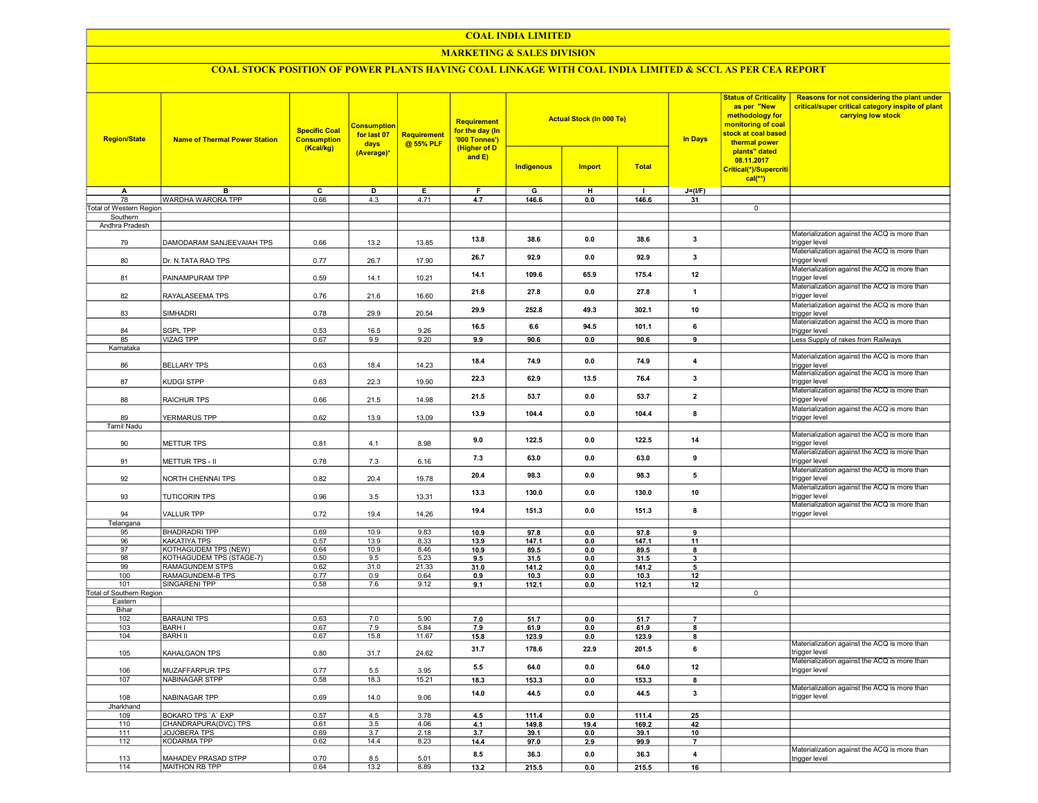# COAL INDIA LIMITED

## MARKETING & SALES DIVISION

### COAL STOCK POSITION OF POWER PLANTS HAVING COAL LINKAGE WITH COAL INDIA LIMITED & SCCL AS PER CEA REPORT

| Region/State | Name of Thermal Power Station | Specific Coal Consumption (Kcal/kg) | Consumption for last 07 days (Average)* | Requirement @ 55% PLF | Requirement for the day (In '000 Tonnes') (Higher of D and E) | Actual Stock (In 000 Te) | | | In Days | Status of Criticality as per "New methodology for monitoring of coal stock at coal based thermal power plants" dated 08.11.2017 Critical(*)/Supercritical(**) | Reasons for not considering the plant under critical/super critical category inspite of plant carrying low stock |
|---|---|---|---|---|---|---|---|---|---|---|---|
| | | | | | | Indigenous | Import | Total | | | |
| A | B | C | D | E | F | G | H | I | J=(I/F) | | |
| 78 | WARDHA WARORA TPP | 0.66 | 4.3 | 4.71 | 4.7 | 146.6 | 0.0 | 146.6 | 31 | | |
| Total of Western Region | | | | | | | | | | 0 | |
| Southern | | | | | | | | | | | |
| Andhra Pradesh | | | | | | | | | | | |
| 79 | DAMODARAM SANJEEVAIAH TPS | 0.66 | 13.2 | 13.85 | 13.8 | 38.6 | 0.0 | 38.6 | 3 | | Materialization against the ACQ is more than trigger level |
| 80 | Dr. N.TATA RAO TPS | 0.77 | 26.7 | 17.90 | 26.7 | 92.9 | 0.0 | 92.9 | 3 | | Materialization against the ACQ is more than trigger level |
| 81 | PAINAMPURAM TPP | 0.59 | 14.1 | 10.21 | 14.1 | 109.6 | 65.9 | 175.4 | 12 | | Materialization against the ACQ is more than trigger level |
| 82 | RAYALASEEMA TPS | 0.76 | 21.6 | 16.60 | 21.6 | 27.8 | 0.0 | 27.8 | 1 | | Materialization against the ACQ is more than trigger level |
| 83 | SIMHADRI | 0.78 | 29.9 | 20.54 | 29.9 | 252.8 | 49.3 | 302.1 | 10 | | Materialization against the ACQ is more than trigger level |
| 84 | SGPL TPP | 0.53 | 16.5 | 9.26 | 16.5 | 6.6 | 94.5 | 101.1 | 6 | | Materialization against the ACQ is more than trigger level |
| 85 | VIZAG TPP | 0.67 | 9.9 | 9.20 | 9.9 | 90.6 | 0.0 | 90.6 | 9 | | Less Supply of rakes from Railways |
| Karnataka | | | | | | | | | | | |
| 86 | BELLARY TPS | 0.63 | 18.4 | 14.23 | 18.4 | 74.9 | 0.0 | 74.9 | 4 | | Materialization against the ACQ is more than trigger level |
| 87 | KUDGI STPP | 0.63 | 22.3 | 19.90 | 22.3 | 62.9 | 13.5 | 76.4 | 3 | | Materialization against the ACQ is more than trigger level |
| 88 | RAICHUR TPS | 0.66 | 21.5 | 14.98 | 21.5 | 53.7 | 0.0 | 53.7 | 2 | | Materialization against the ACQ is more than trigger level |
| 89 | YERMARUS TPP | 0.62 | 13.9 | 13.09 | 13.9 | 104.4 | 0.0 | 104.4 | 8 | | Materialization against the ACQ is more than trigger level |
| Tamil Nadu | | | | | | | | | | | |
| 90 | METTUR TPS | 0.81 | 4.1 | 8.98 | 9.0 | 122.5 | 0.0 | 122.5 | 14 | | Materialization against the ACQ is more than trigger level |
| 91 | METTUR TPS - II | 0.78 | 7.3 | 6.16 | 7.3 | 63.0 | 0.0 | 63.0 | 9 | | Materialization against the ACQ is more than trigger level |
| 92 | NORTH CHENNAI TPS | 0.82 | 20.4 | 19.78 | 20.4 | 98.3 | 0.0 | 98.3 | 5 | | Materialization against the ACQ is more than trigger level |
| 93 | TUTICORIN TPS | 0.96 | 3.5 | 13.31 | 13.3 | 130.0 | 0.0 | 130.0 | 10 | | Materialization against the ACQ is more than trigger level |
| 94 | VALLUR TPP | 0.72 | 19.4 | 14.26 | 19.4 | 151.3 | 0.0 | 151.3 | 8 | | Materialization against the ACQ is more than trigger level |
| Telangana | | | | | | | | | | | |
| 95 | BHADRADRI TPP | 0.69 | 10.9 | 9.83 | 10.9 | 97.8 | 0.0 | 97.8 | 9 | | |
| 96 | KAKATIYA TPS | 0.57 | 13.9 | 8.33 | 13.9 | 147.1 | 0.0 | 147.1 | 11 | | |
| 97 | KOTHAGUDEM TPS (NEW) | 0.64 | 10.9 | 8.46 | 10.9 | 89.5 | 0.0 | 89.5 | 8 | | |
| 98 | KOTHAGUDEM TPS (STAGE-7) | 0.50 | 9.5 | 5.23 | 9.5 | 31.5 | 0.0 | 31.5 | 3 | | |
| 99 | RAMAGUNDEM STPS | 0.62 | 31.0 | 21.33 | 31.0 | 141.2 | 0.0 | 141.2 | 5 | | |
| 100 | RAMAGUNDEM-B TPS | 0.77 | 0.9 | 0.64 | 0.9 | 10.3 | 0.0 | 10.3 | 12 | | |
| 101 | SINGARENI TPP | 0.58 | 7.6 | 9.12 | 9.1 | 112.1 | 0.0 | 112.1 | 12 | | |
| Total of Southern Region | | | | | | | | | | 0 | |
| Eastern | | | | | | | | | | | |
| Bihar | | | | | | | | | | | |
| 102 | BARAUNI TPS | 0.63 | 7.0 | 5.90 | 7.0 | 51.7 | 0.0 | 51.7 | 7 | | |
| 103 | BARH I | 0.67 | 7.9 | 5.84 | 7.9 | 61.9 | 0.0 | 61.9 | 8 | | |
| 104 | BARH II | 0.67 | 15.8 | 11.67 | 15.8 | 123.9 | 0.0 | 123.9 | 8 | | |
| 105 | KAHALGAON TPS | 0.80 | 31.7 | 24.62 | 31.7 | 178.6 | 22.9 | 201.5 | 6 | | Materialization against the ACQ is more than trigger level |
| 106 | MUZAFFARPUR TPS | 0.77 | 5.5 | 3.95 | 5.5 | 64.0 | 0.0 | 64.0 | 12 | | Materialization against the ACQ is more than trigger level |
| 107 | NABINAGAR STPP | 0.58 | 18.3 | 15.21 | 18.3 | 153.3 | 0.0 | 153.3 | 8 | | |
| 108 | NABINAGAR TPP | 0.69 | 14.0 | 9.06 | 14.0 | 44.5 | 0.0 | 44.5 | 3 | | Materialization against the ACQ is more than trigger level |
| Jharkhand | | | | | | | | | | | |
| 109 | BOKARO TPS `A` EXP | 0.57 | 4.5 | 3.78 | 4.5 | 111.4 | 0.0 | 111.4 | 25 | | |
| 110 | CHANDRAPURA(DVC) TPS | 0.61 | 3.5 | 4.06 | 4.1 | 149.8 | 19.4 | 169.2 | 42 | | |
| 111 | JOJOBERA TPS | 0.69 | 3.7 | 2.18 | 3.7 | 39.1 | 0.0 | 39.1 | 10 | | |
| 112 | KODARMA TPP | 0.62 | 14.4 | 8.23 | 14.4 | 97.0 | 2.9 | 99.9 | 7 | | |
| 113 | MAHADEV PRASAD STPP | 0.70 | 8.5 | 5.01 | 8.5 | 36.3 | 0.0 | 36.3 | 4 | | Materialization against the ACQ is more than trigger level |
| 114 | MAITHON RB TPP | 0.64 | 13.2 | 8.89 | 13.2 | 215.5 | 0.0 | 215.5 | 16 | | |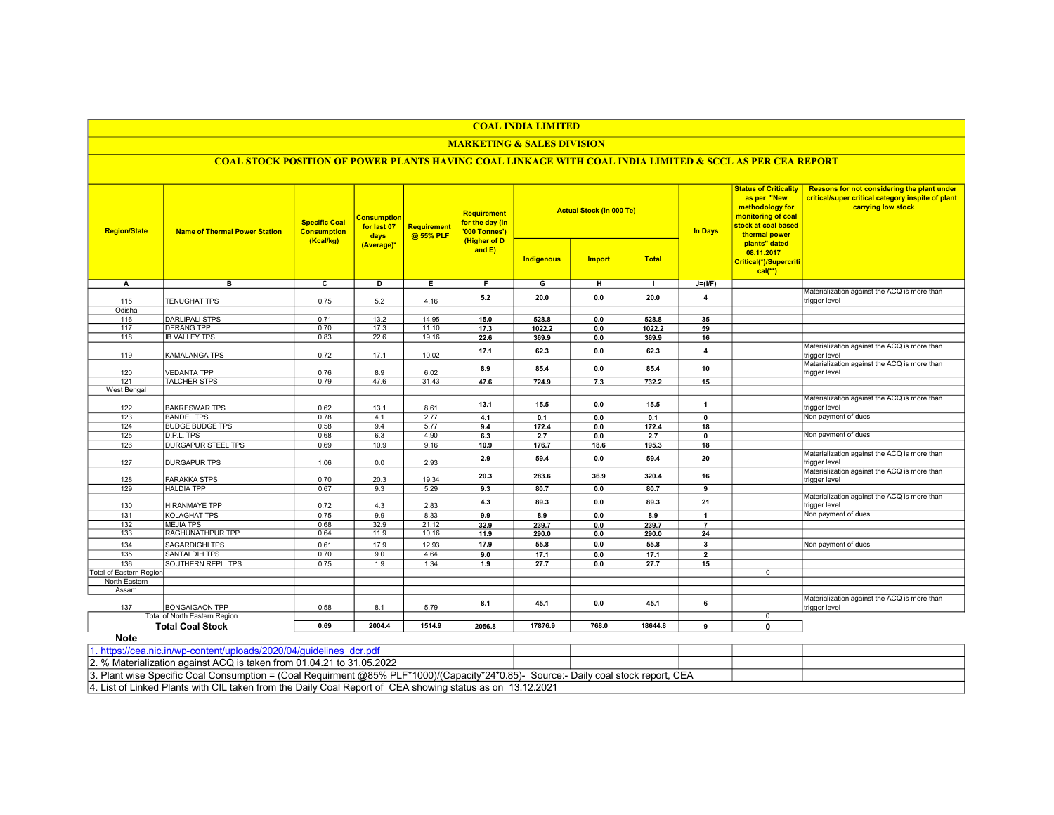# COAL INDIA LIMITED

## MARKETING & SALES DIVISION

### COAL STOCK POSITION OF POWER PLANTS HAVING COAL LINKAGE WITH COAL INDIA LIMITED & SCCL AS PER CEA REPORT

| Region/State | Name of Thermal Power Station | Specific Coal Consumption (Kcal/kg) | Consumption for last 07 days (Average)* | Requirement @ 55% PLF | Requirement for the day (In '000 Tonnes') (Higher of D and E) | Actual Stock (In 000 Te) | | | In Days | Status of Criticality as per "New methodology for monitoring of coal stock at coal based thermal power plants" dated 08.11.2017 Critical(*)/Supercritical(**) | Reasons for not considering the plant under critical/super critical category inspite of plant carrying low stock |
|---|---|---|---|---|---|---|---|---|---|---|---|
| | | | | | | Indigenous | Import | Total | | | |
| A | B | C | D | E | F | G | H | I | J=(I/F) | | |
| 115 | TENUGHAT TPS | 0.75 | 5.2 | 4.16 | 5.2 | 20.0 | 0.0 | 20.0 | 4 | | Materialization against the ACQ is more than trigger level |
| Odisha | | | | | | | | | | | |
| 116 | DARLIPALI STPS | 0.71 | 13.2 | 14.95 | 15.0 | 528.8 | 0.0 | 528.8 | 35 | | |
| 117 | DERANG TPP | 0.70 | 17.3 | 11.10 | 17.3 | 1022.2 | 0.0 | 1022.2 | 59 | | |
| 118 | IB VALLEY TPS | 0.83 | 22.6 | 19.16 | 22.6 | 369.9 | 0.0 | 369.9 | 16 | | |
| 119 | KAMALANGA TPS | 0.72 | 17.1 | 10.02 | 17.1 | 62.3 | 0.0 | 62.3 | 4 | | Materialization against the ACQ is more than trigger level |
| 120 | VEDANTA TPP | 0.76 | 8.9 | 6.02 | 8.9 | 85.4 | 0.0 | 85.4 | 10 | | Materialization against the ACQ is more than trigger level |
| 121 | TALCHER STPS | 0.79 | 47.6 | 31.43 | 47.6 | 724.9 | 7.3 | 732.2 | 15 | | |
| West Bengal | | | | | | | | | | | |
| 122 | BAKRESWAR TPS | 0.62 | 13.1 | 8.61 | 13.1 | 15.5 | 0.0 | 15.5 | 1 | | Materialization against the ACQ is more than trigger level |
| 123 | BANDEL TPS | 0.78 | 4.1 | 2.77 | 4.1 | 0.1 | 0.0 | 0.1 | 0 | | Non payment of dues |
| 124 | BUDGE BUDGE TPS | 0.58 | 9.4 | 5.77 | 9.4 | 172.4 | 0.0 | 172.4 | 18 | | |
| 125 | D.P.L. TPS | 0.68 | 6.3 | 4.90 | 6.3 | 2.7 | 0.0 | 2.7 | 0 | | Non payment of dues |
| 126 | DURGAPUR STEEL TPS | 0.69 | 10.9 | 9.16 | 10.9 | 176.7 | 18.6 | 195.3 | 18 | | |
| 127 | DURGAPUR TPS | 1.06 | 0.0 | 2.93 | 2.9 | 59.4 | 0.0 | 59.4 | 20 | | Materialization against the ACQ is more than trigger level |
| 128 | FARAKKA STPS | 0.70 | 20.3 | 19.34 | 20.3 | 283.6 | 36.9 | 320.4 | 16 | | Materialization against the ACQ is more than trigger level |
| 129 | HALDIA TPP | 0.67 | 9.3 | 5.29 | 9.3 | 80.7 | 0.0 | 80.7 | 9 | | |
| 130 | HIRANMAYE TPP | 0.72 | 4.3 | 2.83 | 4.3 | 89.3 | 0.0 | 89.3 | 21 | | Materialization against the ACQ is more than trigger level |
| 131 | KOLAGHAT TPS | 0.75 | 9.9 | 8.33 | 9.9 | 8.9 | 0.0 | 8.9 | 1 | | Non payment of dues |
| 132 | MEJIA TPS | 0.68 | 32.9 | 21.12 | 32.9 | 239.7 | 0.0 | 239.7 | 7 | | |
| 133 | RAGHUNATHPUR TPP | 0.64 | 11.9 | 10.16 | 11.9 | 290.0 | 0.0 | 290.0 | 24 | | |
| 134 | SAGARDIGHI TPS | 0.61 | 17.9 | 12.93 | 17.9 | 55.8 | 0.0 | 55.8 | 3 | | Non payment of dues |
| 135 | SANTALDIH TPS | 0.70 | 9.0 | 4.64 | 9.0 | 17.1 | 0.0 | 17.1 | 2 | | |
| 136 | SOUTHERN REPL. TPS | 0.75 | 1.9 | 1.34 | 1.9 | 27.7 | 0.0 | 27.7 | 15 | | |
| Total of Eastern Region | | | | | | | | | | 0 | |
| North Eastern | | | | | | | | | | | |
| Assam | | | | | | | | | | | |
| 137 | BONGAIGAON TPP | 0.58 | 8.1 | 5.79 | 8.1 | 45.1 | 0.0 | 45.1 | 6 | | Materialization against the ACQ is more than trigger level |
| Total of North Eastern Region | | | | | | | | | | 0 | |
| **Total Coal Stock** | | 0.69 | 2004.4 | 1514.9 | 2056.8 | 17876.9 | 768.0 | 18644.8 | 9 | 0 | |

**Note**

1. https://cea.nic.in/wp-content/uploads/2020/04/guidelines_dcr.pdf
2. % Materialization against ACQ is taken from 01.04.21 to 31.05.2022
3. Plant wise Specific Coal Consumption = (Coal Requirment @85% PLF*1000)/(Capacity*24*0.85)- Source:- Daily coal stock report, CEA
4. List of Linked Plants with CIL taken from the Daily Coal Report of CEA showing status as on 13.12.2021